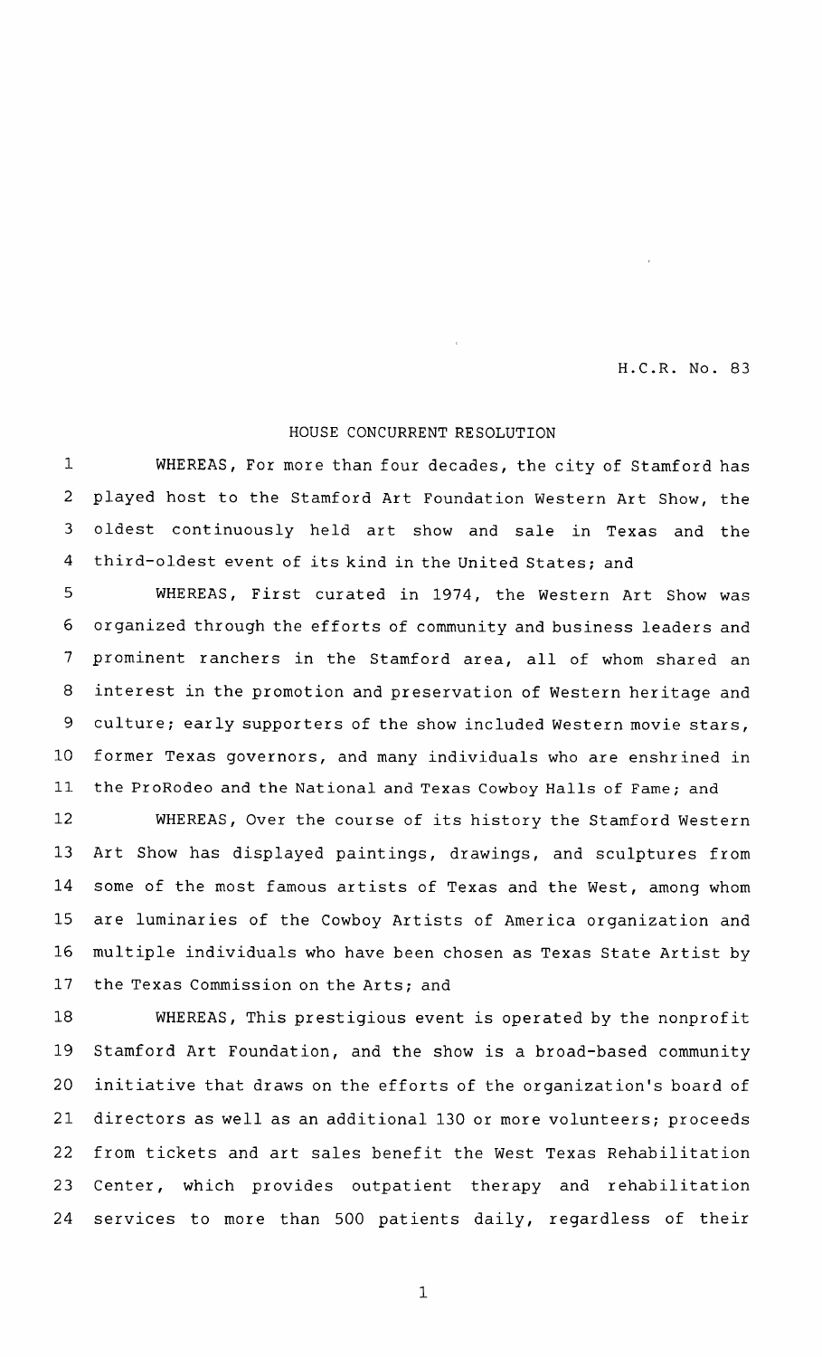H.C.R. No. 83

HOUSE CONCURRENT RESOLUTION

WHEREAS, For more than four decades, the city of Stamford has played host to the Stamford Art Foundation Western Art Show, the oldest continuously held art show and sale in Texas and the third-oldest event of its kind in the United States; and

WHEREAS, First curated in 1974, the Western Art Show was organized through the efforts of community and business leaders and prominent ranchers in the Stamford area, all of whom shared an interest in the promotion and preservation of Western heritage and culture; early supporters of the show included Western movie stars, former Texas governors, and many individuals who are enshrined in the ProRodeo and the National and Texas Cowboy Halls of Fame; and

WHEREAS, Over the course of its history the Stamford Western Art Show has displayed paintings, drawings, and sculptures from some of the most famous artists of Texas and the West, among whom are luminaries of the Cowboy Artists of America organization and multiple individuals who have been chosen as Texas State Artist by the Texas Commission on the Arts; and

WHEREAS, This prestigious event is operated by the nonprofit Stamford Art Foundation, and the show is a broad-based community initiative that draws on the efforts of the organization's board of directors as well as an additional 130 or more volunteers; proceeds from tickets and art sales benefit the West Texas Rehabilitation Center, which provides outpatient therapy and rehabilitation services to more than 500 patients daily, regardless of their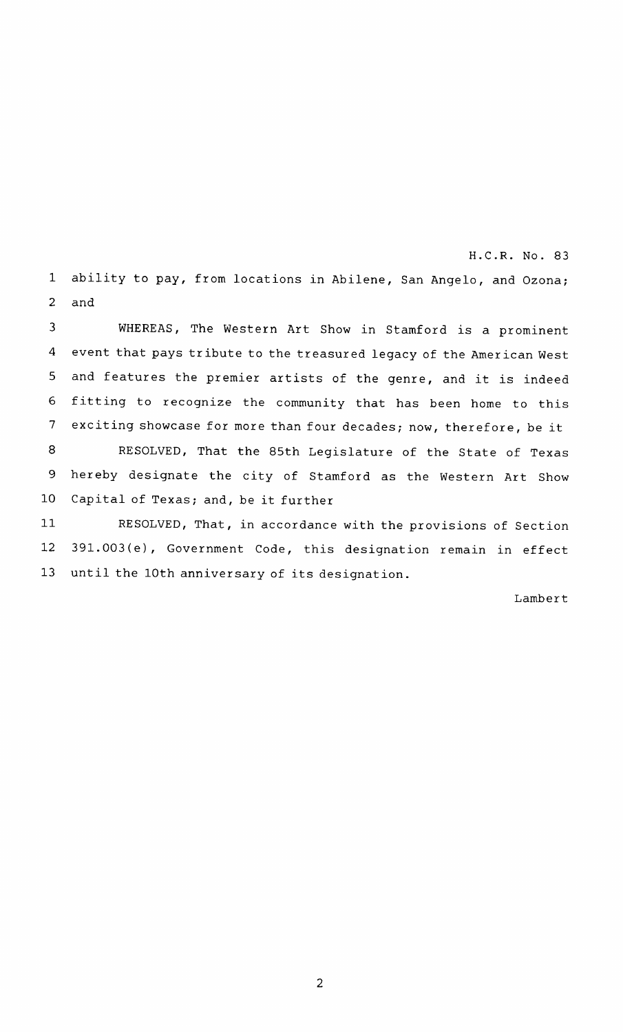ability to pay, from locations in Abilene, San Angelo, and Ozona; and

WHEREAS, The Western Art Show in Stamford is a prominent event that pays tribute to the treasured legacy of the American West and features the premier artists of the genre, and it is indeed fitting to recognize the community that has been home to this exciting showcase for more than four decades; now, therefore, be it

RESOLVED, That the 85th Legislature of the State of Texas hereby designate the city of Stamford as the Western Art Show Capital of Texas; and, be it further

RESOLVED, That, in accordance with the provisions of Section 391.003(e), Government Code, this designation remain in effect until the 10th anniversary of its designation.

Lambert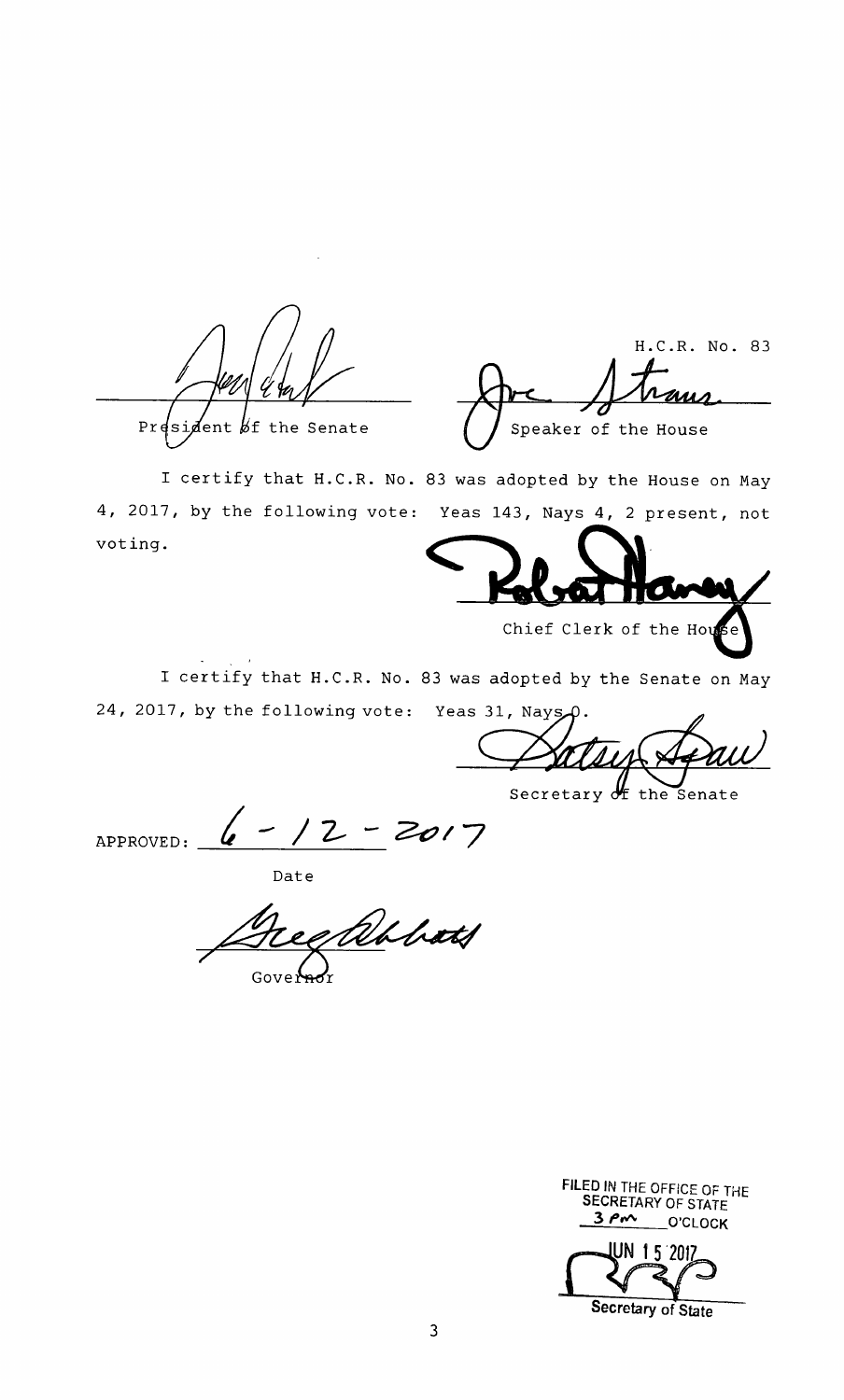H.C.R. No. 83

President of the Senate

Speaker of the House

I certify that H.C.R. No. 83 was adopted by the House on May 4, 2017, by the following vote: Yeas 143, Nays 4, 2 present, not voting.

Chief Clerk of the House

I certify that H.C.R. No. 83 was adopted by the Senate on May 24, 2017, by the following vote: Yeas 31, Nays 0.

Secretary of the Senate

APPROVED: 6 - 12 - 2017

Date

Governor

FILED IN THE OFFICE OF THE SECRETARY OF STATE
3 PM O'CLOCK
JUN 15 2017
Secretary of State